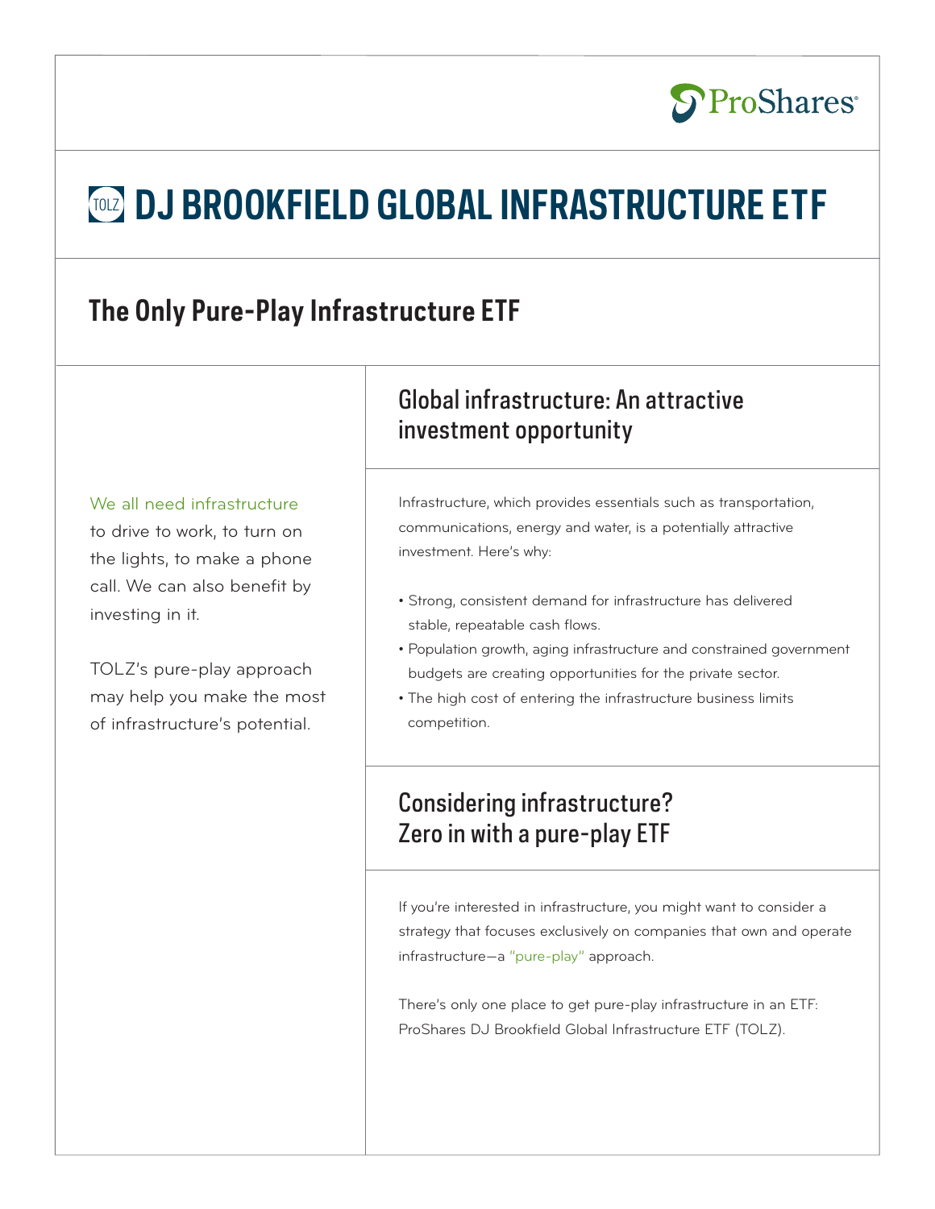ProShares®

# TOLZ DJ BROOKFIELD GLOBAL INFRASTRUCTURE ETF

## The Only Pure-Play Infrastructure ETF

We all need infrastructure to drive to work, to turn on the lights, to make a phone call. We can also benefit by investing in it.

TOLZ's pure-play approach may help you make the most of infrastructure's potential.

### Global infrastructure: An attractive investment opportunity

Infrastructure, which provides essentials such as transportation, communications, energy and water, is a potentially attractive investment. Here's why:

- Strong, consistent demand for infrastructure has delivered stable, repeatable cash flows.
- Population growth, aging infrastructure and constrained government budgets are creating opportunities for the private sector.
- The high cost of entering the infrastructure business limits competition.

### Considering infrastructure? Zero in with a pure-play ETF

If you're interested in infrastructure, you might want to consider a strategy that focuses exclusively on companies that own and operate infrastructure—a "pure-play" approach.

There's only one place to get pure-play infrastructure in an ETF: ProShares DJ Brookfield Global Infrastructure ETF (TOLZ).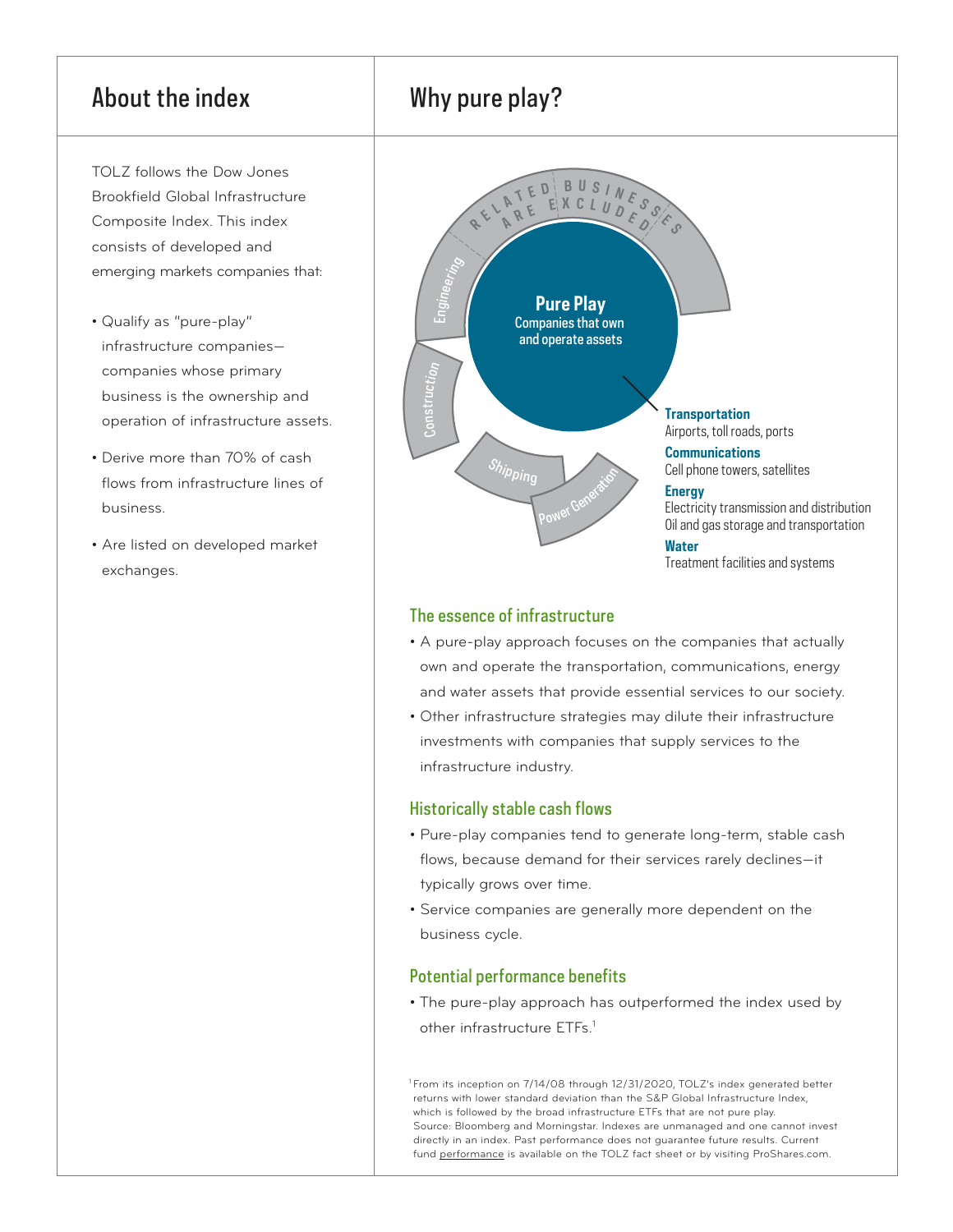## About the index

TOLZ follows the Dow Jones Brookfield Global Infrastructure Composite Index. This index consists of developed and emerging markets companies that:

- Qualify as "pure-play" infrastructure companies—companies whose primary business is the ownership and operation of infrastructure assets.
- Derive more than 70% of cash flows from infrastructure lines of business.
- Are listed on developed market exchanges.

## Why pure play?

RELATED BUSINESSES ARE EXCLUDED

Engineering

Construction

Shipping

Power Generation

**Pure Play**
Companies that own and operate assets

**Transportation**
Airports, toll roads, ports

**Communications**
Cell phone towers, satellites

**Energy**
Electricity transmission and distribution
Oil and gas storage and transportation

**Water**
Treatment facilities and systems

### The essence of infrastructure

- A pure-play approach focuses on the companies that actually own and operate the transportation, communications, energy and water assets that provide essential services to our society.
- Other infrastructure strategies may dilute their infrastructure investments with companies that supply services to the infrastructure industry.

### Historically stable cash flows

- Pure-play companies tend to generate long-term, stable cash flows, because demand for their services rarely declines—it typically grows over time.
- Service companies are generally more dependent on the business cycle.

### Potential performance benefits

- The pure-play approach has outperformed the index used by other infrastructure ETFs.[1]

[1] From its inception on 7/14/08 through 12/31/2020, TOLZ's index generated better returns with lower standard deviation than the S&P Global Infrastructure Index, which is followed by the broad infrastructure ETFs that are not pure play. Source: Bloomberg and Morningstar. Indexes are unmanaged and one cannot invest directly in an index. Past performance does not guarantee future results. Current fund performance is available on the TOLZ fact sheet or by visiting ProShares.com.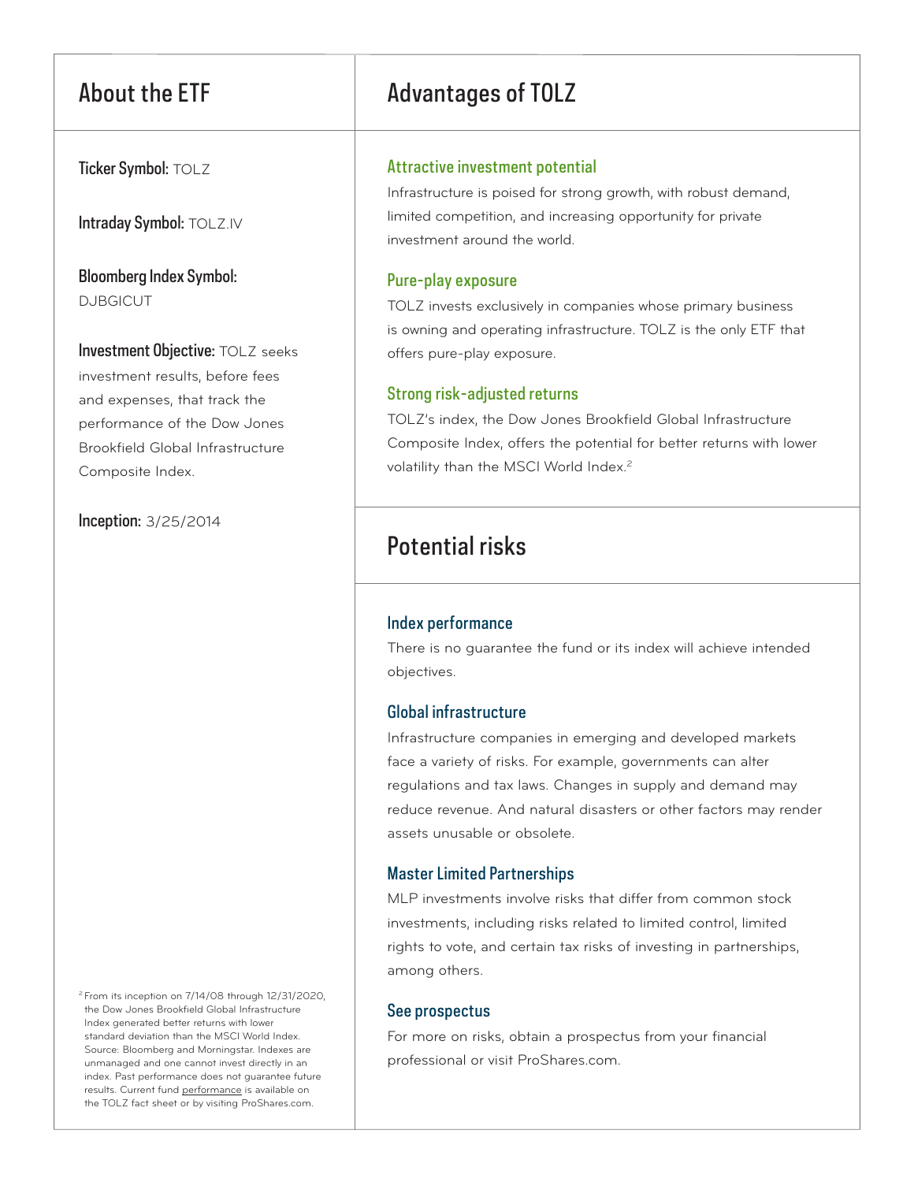## About the ETF

**Ticker Symbol:** TOLZ

**Intraday Symbol:** TOLZ.IV

**Bloomberg Index Symbol:** DJBGICUT

**Investment Objective:** TOLZ seeks investment results, before fees and expenses, that track the performance of the Dow Jones Brookfield Global Infrastructure Composite Index.

**Inception:** 3/25/2014

## Advantages of TOLZ

### Attractive investment potential

Infrastructure is poised for strong growth, with robust demand, limited competition, and increasing opportunity for private investment around the world.

### Pure-play exposure

TOLZ invests exclusively in companies whose primary business is owning and operating infrastructure. TOLZ is the only ETF that offers pure-play exposure.

### Strong risk-adjusted returns

TOLZ's index, the Dow Jones Brookfield Global Infrastructure Composite Index, offers the potential for better returns with lower volatility than the MSCI World Index.[2]

## Potential risks

### Index performance

There is no guarantee the fund or its index will achieve intended objectives.

### Global infrastructure

Infrastructure companies in emerging and developed markets face a variety of risks. For example, governments can alter regulations and tax laws. Changes in supply and demand may reduce revenue. And natural disasters or other factors may render assets unusable or obsolete.

### Master Limited Partnerships

MLP investments involve risks that differ from common stock investments, including risks related to limited control, limited rights to vote, and certain tax risks of investing in partnerships, among others.

### See prospectus

For more on risks, obtain a prospectus from your financial professional or visit ProShares.com.

[2] From its inception on 7/14/08 through 12/31/2020, the Dow Jones Brookfield Global Infrastructure Index generated better returns with lower standard deviation than the MSCI World Index. Source: Bloomberg and Morningstar. Indexes are unmanaged and one cannot invest directly in an index. Past performance does not guarantee future results. Current fund performance is available on the TOLZ fact sheet or by visiting ProShares.com.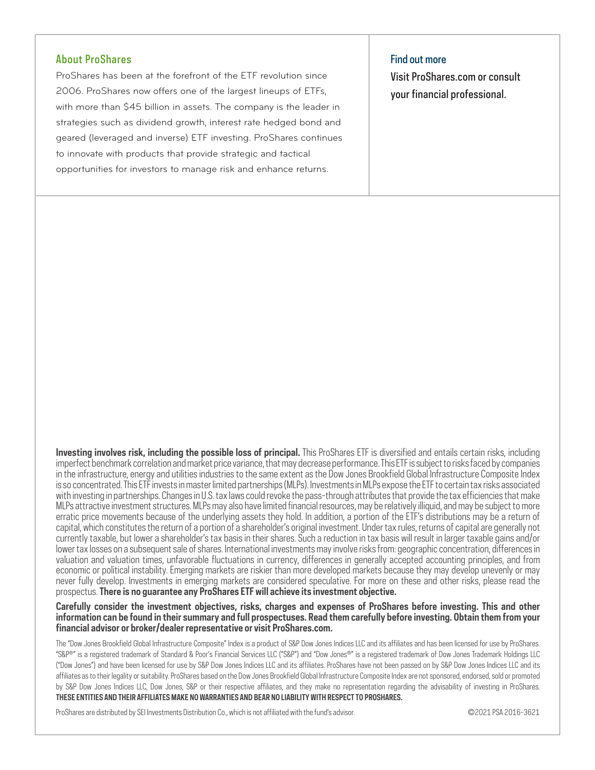## About ProShares

ProShares has been at the forefront of the ETF revolution since 2006. ProShares now offers one of the largest lineups of ETFs, with more than $45 billion in assets. The company is the leader in strategies such as dividend growth, interest rate hedged bond and geared (leveraged and inverse) ETF investing. ProShares continues to innovate with products that provide strategic and tactical opportunities for investors to manage risk and enhance returns.

## Find out more

Visit ProShares.com or consult your financial professional.

**Investing involves risk, including the possible loss of principal.** This ProShares ETF is diversified and entails certain risks, including imperfect benchmark correlation and market price variance, that may decrease performance. This ETF is subject to risks faced by companies in the infrastructure, energy and utilities industries to the same extent as the Dow Jones Brookfield Global Infrastructure Composite Index is so concentrated. This ETF invests in master limited partnerships (MLPs). Investments in MLPs expose the ETF to certain tax risks associated with investing in partnerships. Changes in U.S. tax laws could revoke the pass-through attributes that provide the tax efficiencies that make MLPs attractive investment structures. MLPs may also have limited financial resources, may be relatively illiquid, and may be subject to more erratic price movements because of the underlying assets they hold. In addition, a portion of the ETF's distributions may be a return of capital, which constitutes the return of a portion of a shareholder's original investment. Under tax rules, returns of capital are generally not currently taxable, but lower a shareholder's tax basis in their shares. Such a reduction in tax basis will result in larger taxable gains and/or lower tax losses on a subsequent sale of shares. International investments may involve risks from: geographic concentration, differences in valuation and valuation times, unfavorable fluctuations in currency, differences in generally accepted accounting principles, and from economic or political instability. Emerging markets are riskier than more developed markets because they may develop unevenly or may never fully develop. Investments in emerging markets are considered speculative. For more on these and other risks, please read the prospectus. **There is no guarantee any ProShares ETF will achieve its investment objective.**

**Carefully consider the investment objectives, risks, charges and expenses of ProShares before investing. This and other information can be found in their summary and full prospectuses. Read them carefully before investing. Obtain them from your financial advisor or broker/dealer representative or visit ProShares.com.**

The "Dow Jones Brookfield Global Infrastructure Composite" Index is a product of S&P Dow Jones Indices LLC and its affiliates and has been licensed for use by ProShares. "S&P®" is a registered trademark of Standard & Poor's Financial Services LLC ("S&P") and "Dow Jones®" is a registered trademark of Dow Jones Trademark Holdings LLC ("Dow Jones") and have been licensed for use by S&P Dow Jones Indices LLC and its affiliates. ProShares have not been passed on by S&P Dow Jones Indices LLC and its affiliates as to their legality or suitability. ProShares based on the Dow Jones Brookfield Global Infrastructure Composite Index are not sponsored, endorsed, sold or promoted by S&P Dow Jones Indices LLC, Dow Jones, S&P or their respective affiliates, and they make no representation regarding the advisability of investing in ProShares. **THESE ENTITIES AND THEIR AFFILIATES MAKE NO WARRANTIES AND BEAR NO LIABILITY WITH RESPECT TO PROSHARES.**

ProShares are distributed by SEI Investments Distribution Co., which is not affiliated with the fund's advisor.

©2021 PSA 2016-3621